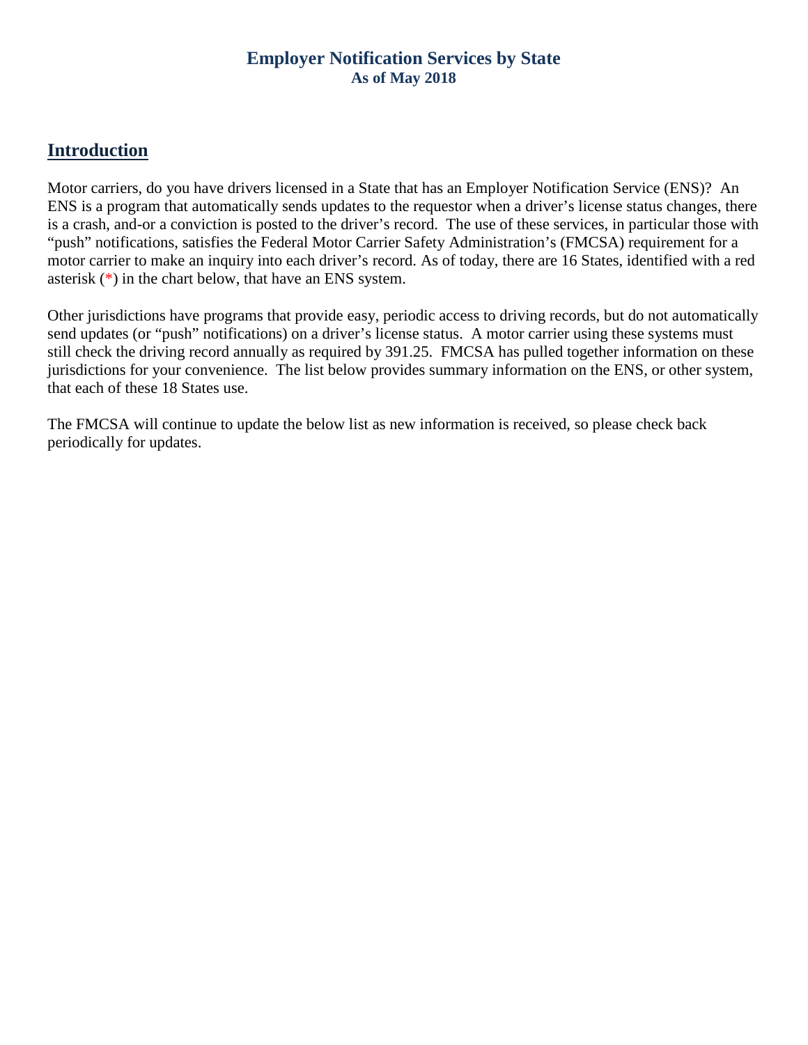# Employer Notification Services by State

**As of May 2018**

## Introduction

Motor carriers, do you have drivers licensed in a State that has an Employer Notification Service (ENS)? An ENS is a program that automatically sends updates to the requestor when a driver's license status changes, there is a crash, and-or a conviction is posted to the driver's record. The use of these services, in particular those with "push" notifications, satisfies the Federal Motor Carrier Safety Administration's (FMCSA) requirement for a motor carrier to make an inquiry into each driver's record. As of today, there are 16 States, identified with a red asterisk (*) in the chart below, that have an ENS system.

Other jurisdictions have programs that provide easy, periodic access to driving records, but do not automatically send updates (or "push" notifications) on a driver's license status. A motor carrier using these systems must still check the driving record annually as required by 391.25. FMCSA has pulled together information on these jurisdictions for your convenience. The list below provides summary information on the ENS, or other system, that each of these 18 States use.

The FMCSA will continue to update the below list as new information is received, so please check back periodically for updates.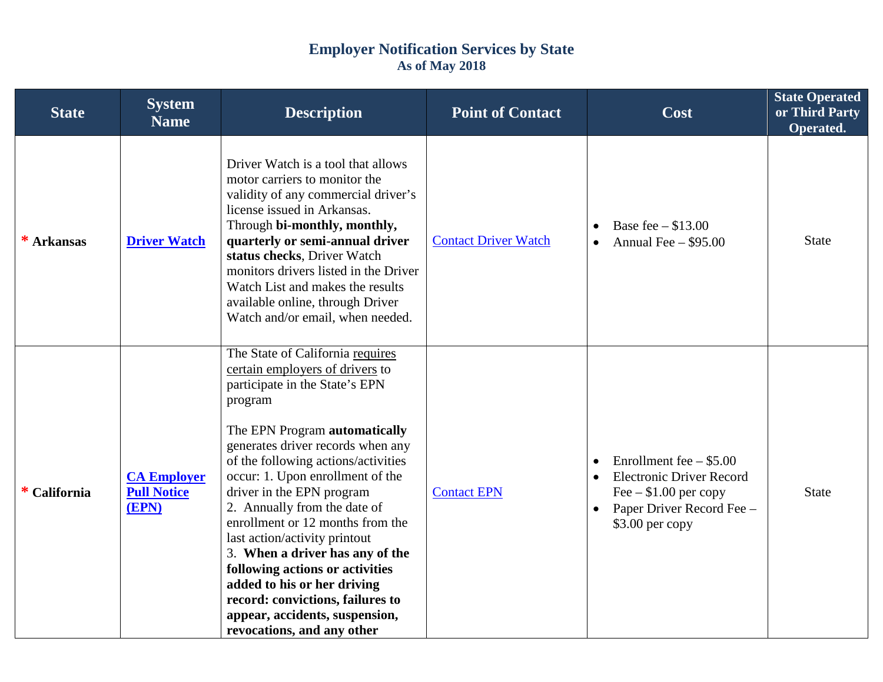# Employer Notification Services by State

### As of May 2018

| State | System Name | Description | Point of Contact | Cost | State Operated or Third Party Operated. |
|---|---|---|---|---|---|
| * **Arkansas** | **Driver Watch** | Driver Watch is a tool that allows motor carriers to monitor the validity of any commercial driver's license issued in Arkansas. Through **bi-monthly, monthly, quarterly or semi-annual driver status checks**, Driver Watch monitors drivers listed in the Driver Watch List and makes the results available online, through Driver Watch and/or email, when needed. | Contact Driver Watch | • Base fee – $13.00<br>• Annual Fee – $95.00 | State |
| * **California** | **CA Employer Pull Notice (EPN)** | The State of California requires certain employers of drivers to participate in the State's EPN program<br><br>The EPN Program **automatically** generates driver records when any of the following actions/activities occur: 1. Upon enrollment of the driver in the EPN program<br>2. Annually from the date of enrollment or 12 months from the last action/activity printout<br>3. **When a driver has any of the following actions or activities added to his or her driving record: convictions, failures to appear, accidents, suspension, revocations, and any other** | Contact EPN | • Enrollment fee – $5.00<br>• Electronic Driver Record Fee – $1.00 per copy<br>• Paper Driver Record Fee – $3.00 per copy | State |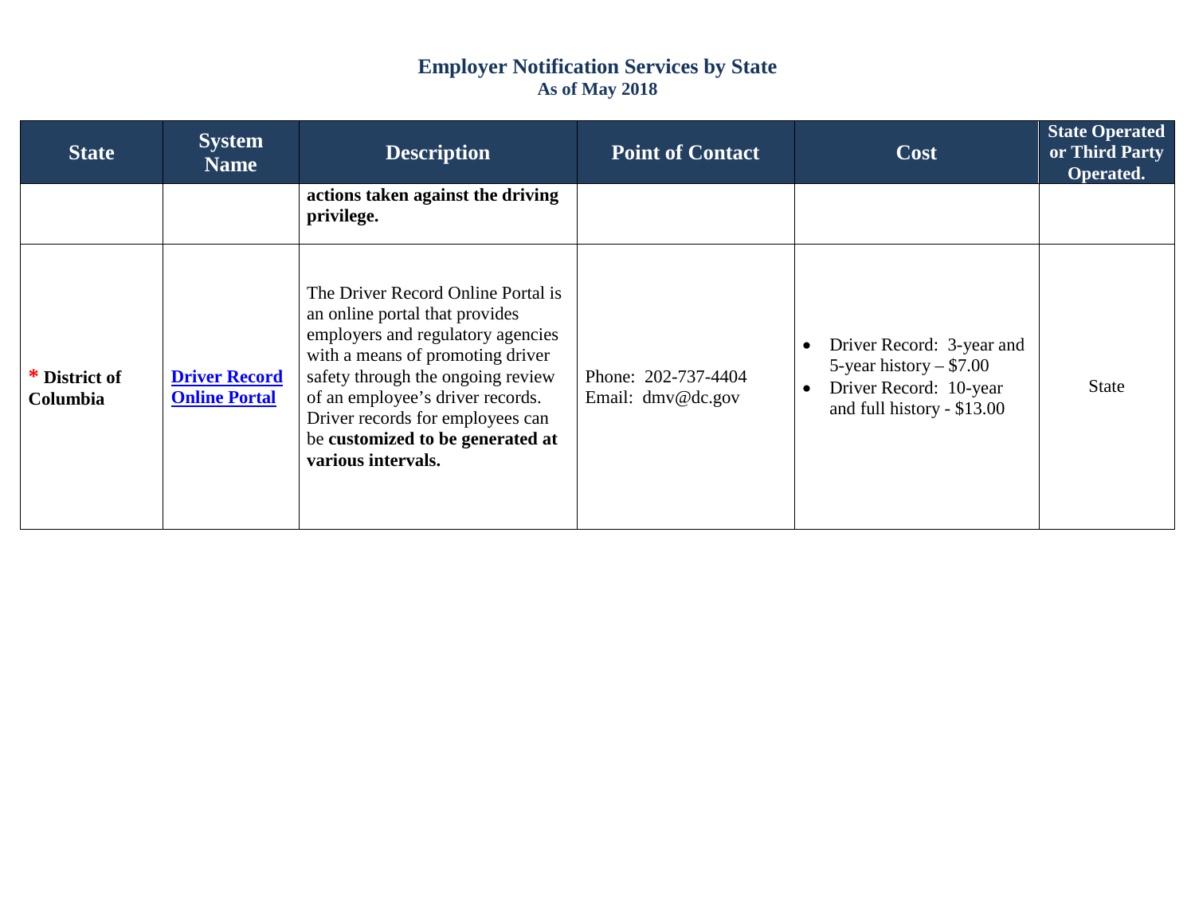# Employer Notification Services by State
**As of May 2018**

| State | System Name | Description | Point of Contact | Cost | State Operated or Third Party Operated. |
|---|---|---|---|---|---|
| | | **actions taken against the driving privilege.** | | | |
| * **District of Columbia** | **Driver Record Online Portal** | The Driver Record Online Portal is an online portal that provides employers and regulatory agencies with a means of promoting driver safety through the ongoing review of an employee's driver records. Driver records for employees can be **customized to be generated at various intervals.** | Phone: 202-737-4404<br>Email: dmv@dc.gov | • Driver Record: 3-year and 5-year history – $7.00<br>• Driver Record: 10-year and full history - $13.00 | State |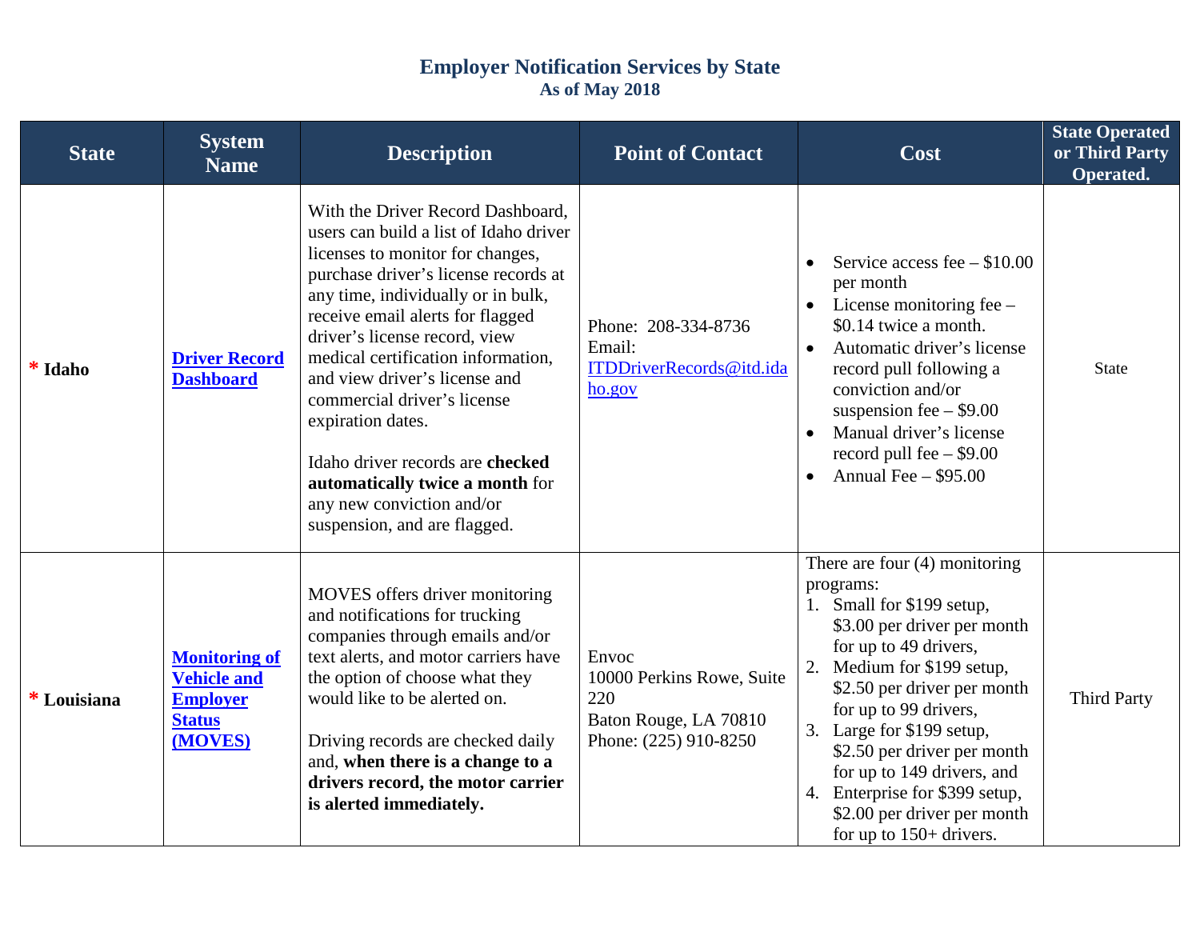# Employer Notification Services by State

## As of May 2018

| State | System Name | Description | Point of Contact | Cost | State Operated or Third Party Operated. |
|---|---|---|---|---|---|
| * **Idaho** | **Driver Record Dashboard** | With the Driver Record Dashboard, users can build a list of Idaho driver licenses to monitor for changes, purchase driver's license records at any time, individually or in bulk, receive email alerts for flagged driver's license record, view medical certification information, and view driver's license and commercial driver's license expiration dates.<br><br>Idaho driver records are **checked automatically twice a month** for any new conviction and/or suspension, and are flagged. | Phone: 208-334-8736<br>Email: ITDDriverRecords@itd.idaho.gov | • Service access fee – $10.00 per month<br>• License monitoring fee – $0.14 twice a month.<br>• Automatic driver's license record pull following a conviction and/or suspension fee – $9.00<br>• Manual driver's license record pull fee – $9.00<br>• Annual Fee – $95.00 | State |
| * **Louisiana** | **Monitoring of Vehicle and Employer Status (MOVES)** | MOVES offers driver monitoring and notifications for trucking companies through emails and/or text alerts, and motor carriers have the option of choose what they would like to be alerted on.<br><br>Driving records are checked daily and, **when there is a change to a drivers record, the motor carrier is alerted immediately.** | Envoc<br>10000 Perkins Rowe, Suite 220<br>Baton Rouge, LA 70810<br>Phone: (225) 910-8250 | There are four (4) monitoring programs:<br>1. Small for $199 setup, $3.00 per driver per month for up to 49 drivers,<br>2. Medium for $199 setup, $2.50 per driver per month for up to 99 drivers,<br>3. Large for $199 setup, $2.50 per driver per month for up to 149 drivers, and<br>4. Enterprise for $399 setup, $2.00 per driver per month for up to 150+ drivers. | Third Party |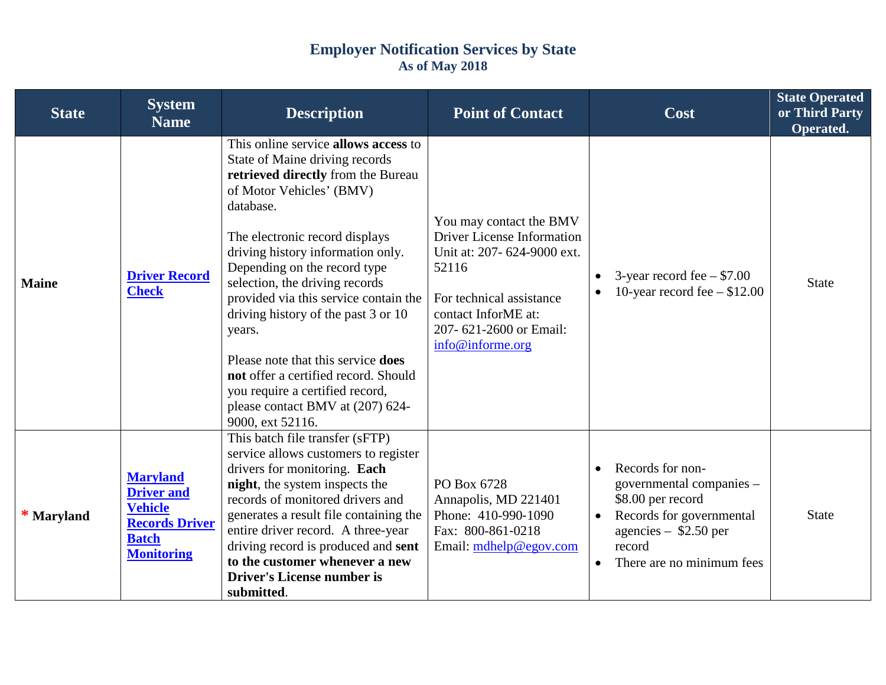## Employer Notification Services by State

### As of May 2018

| State | System Name | Description | Point of Contact | Cost | State Operated or Third Party Operated. |
|---|---|---|---|---|---|
| **Maine** | **Driver Record Check** | This online service **allows access** to State of Maine driving records **retrieved directly** from the Bureau of Motor Vehicles' (BMV) database.<br><br>The electronic record displays driving history information only. Depending on the record type selection, the driving records provided via this service contain the driving history of the past 3 or 10 years.<br><br>Please note that this service **does not** offer a certified record. Should you require a certified record, please contact BMV at (207) 624-9000, ext 52116. | You may contact the BMV Driver License Information Unit at: 207- 624-9000 ext. 52116<br><br>For technical assistance contact InforME at:<br>207- 621-2600 or Email: info@informe.org | • 3-year record fee – $7.00<br>• 10-year record fee – $12.00 | State |
| * **Maryland** | **Maryland Driver and Vehicle Records Driver Batch Monitoring** | This batch file transfer (sFTP) service allows customers to register drivers for monitoring. **Each night**, the system inspects the records of monitored drivers and generates a result file containing the entire driver record. A three-year driving record is produced and **sent to the customer whenever a new Driver's License number is submitted**. | PO Box 6728<br>Annapolis, MD 221401<br>Phone: 410-990-1090<br>Fax: 800-861-0218<br>Email: mdhelp@egov.com | • Records for non-governmental companies – $8.00 per record<br>• Records for governmental agencies – $2.50 per record<br>• There are no minimum fees | State |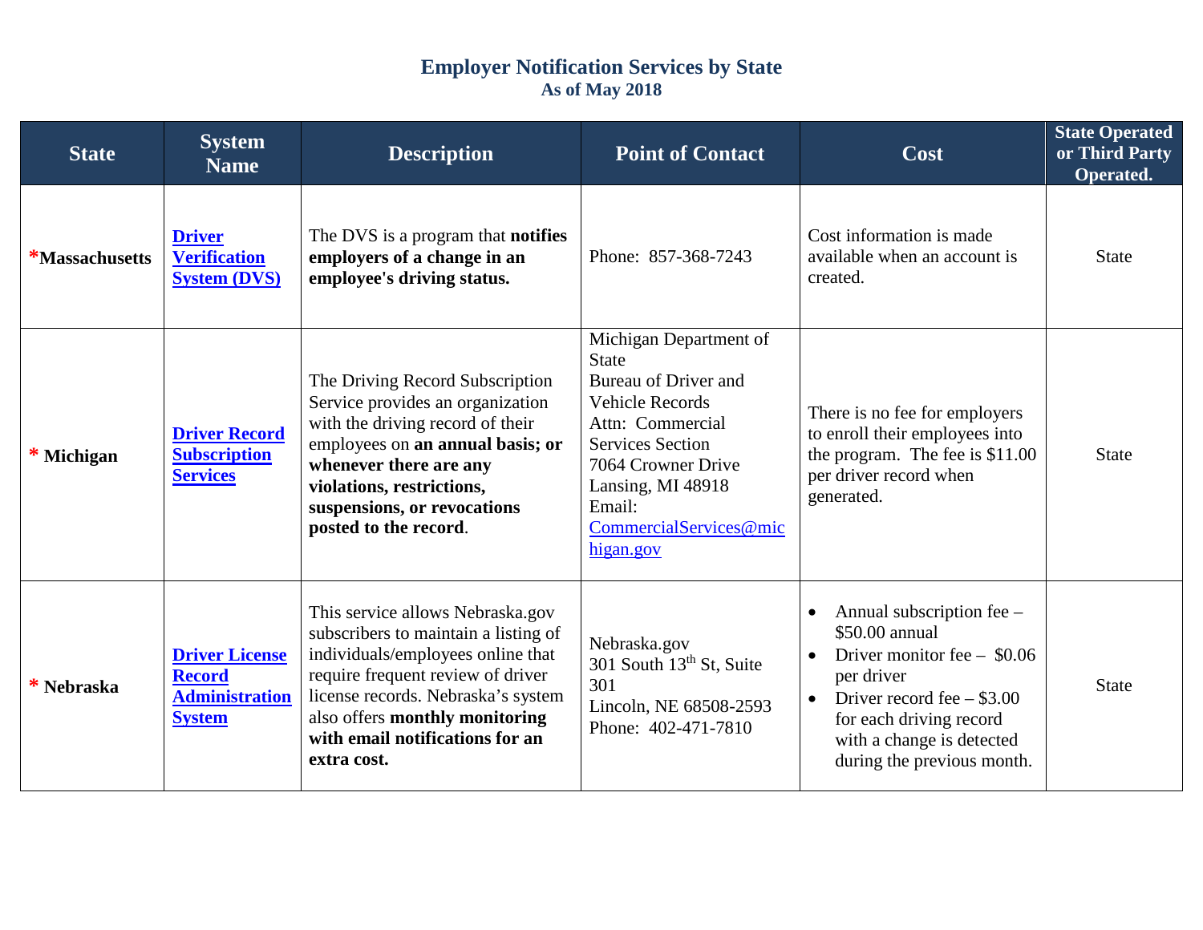# Employer Notification Services by State

**As of May 2018**

| State | System Name | Description | Point of Contact | Cost | State Operated or Third Party Operated. |
|---|---|---|---|---|---|
| ***Massachusetts** | **Driver Verification System (DVS)** | The DVS is a program that **notifies employers of a change in an employee's driving status.** | Phone: 857-368-7243 | Cost information is made available when an account is created. | State |
| *** Michigan** | **Driver Record Subscription Services** | The Driving Record Subscription Service provides an organization with the driving record of their employees on **an annual basis; or whenever there are any violations, restrictions, suspensions, or revocations posted to the record**. | Michigan Department of State<br>Bureau of Driver and Vehicle Records<br>Attn: Commercial Services Section<br>7064 Crowner Drive<br>Lansing, MI 48918<br>Email: CommercialServices@michigan.gov | There is no fee for employers to enroll their employees into the program. The fee is $11.00 per driver record when generated. | State |
| *** Nebraska** | **Driver License Record Administration System** | This service allows Nebraska.gov subscribers to maintain a listing of individuals/employees online that require frequent review of driver license records. Nebraska's system also offers **monthly monitoring with email notifications for an extra cost.** | Nebraska.gov<br>301 South 13th St, Suite 301<br>Lincoln, NE 68508-2593<br>Phone: 402-471-7810 | • Annual subscription fee – $50.00 annual<br>• Driver monitor fee – $0.06 per driver<br>• Driver record fee – $3.00 for each driving record with a change is detected during the previous month. | State |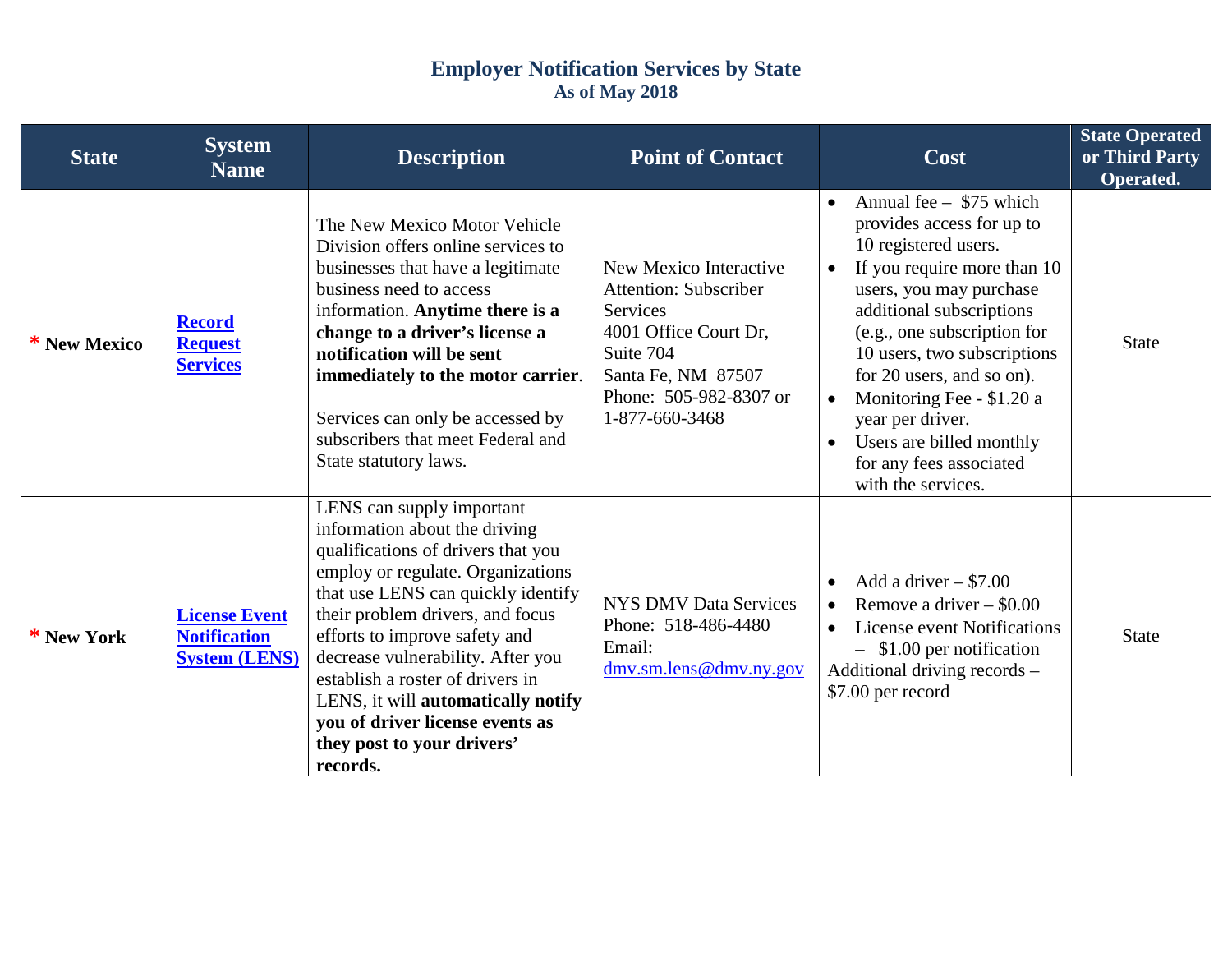# Employer Notification Services by State

**As of May 2018**

| State | System Name | Description | Point of Contact | Cost | State Operated or Third Party Operated. |
|---|---|---|---|---|---|
| * **New Mexico** | [Record Request Services]() | The New Mexico Motor Vehicle Division offers online services to businesses that have a legitimate business need to access information. **Anytime there is a change to a driver's license a notification will be sent immediately to the motor carrier**.<br><br>Services can only be accessed by subscribers that meet Federal and State statutory laws. | New Mexico Interactive<br>Attention: Subscriber Services<br>4001 Office Court Dr, Suite 704<br>Santa Fe, NM 87507<br>Phone: 505-982-8307 or 1-877-660-3468 | • Annual fee – $75 which provides access for up to 10 registered users.<br>• If you require more than 10 users, you may purchase additional subscriptions (e.g., one subscription for 10 users, two subscriptions for 20 users, and so on).<br>• Monitoring Fee - $1.20 a year per driver.<br>• Users are billed monthly for any fees associated with the services. | State |
| * **New York** | [License Event Notification System (LENS)]() | LENS can supply important information about the driving qualifications of drivers that you employ or regulate. Organizations that use LENS can quickly identify their problem drivers, and focus efforts to improve safety and decrease vulnerability. After you establish a roster of drivers in LENS, it will **automatically notify you of driver license events as they post to your drivers' records.** | NYS DMV Data Services<br>Phone: 518-486-4480<br>Email:<br>dmv.sm.lens@dmv.ny.gov | • Add a driver – $7.00<br>• Remove a driver – $0.00<br>• License event Notifications – $1.00 per notification<br>Additional driving records – $7.00 per record | State |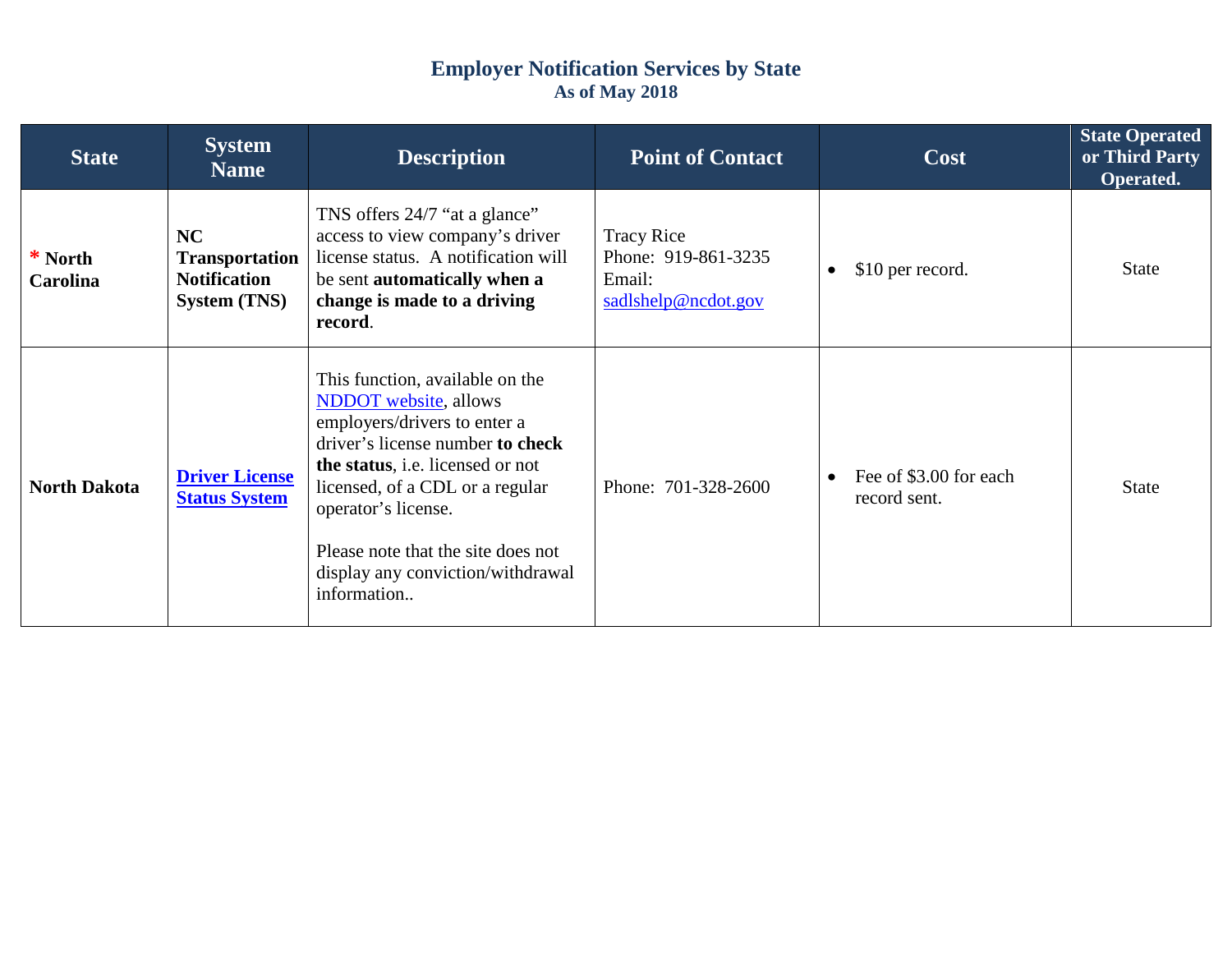# Employer Notification Services by State

**As of May 2018**

| State | System Name | Description | Point of Contact | Cost | State Operated or Third Party Operated. |
|---|---|---|---|---|---|
| * **North Carolina** | **NC Transportation Notification System (TNS)** | TNS offers 24/7 "at a glance" access to view company's driver license status. A notification will be sent **automatically when a change is made to a driving record**. | Tracy Rice<br>Phone: 919-861-3235<br>Email: sadlshelp@ncdot.gov | • $10 per record. | State |
| **North Dakota** | **Driver License Status System** | This function, available on the NDDOT website, allows employers/drivers to enter a driver's license number **to check the status**, i.e. licensed or not licensed, of a CDL or a regular operator's license.<br><br>Please note that the site does not display any conviction/withdrawal information.. | Phone: 701-328-2600 | • Fee of $3.00 for each record sent. | State |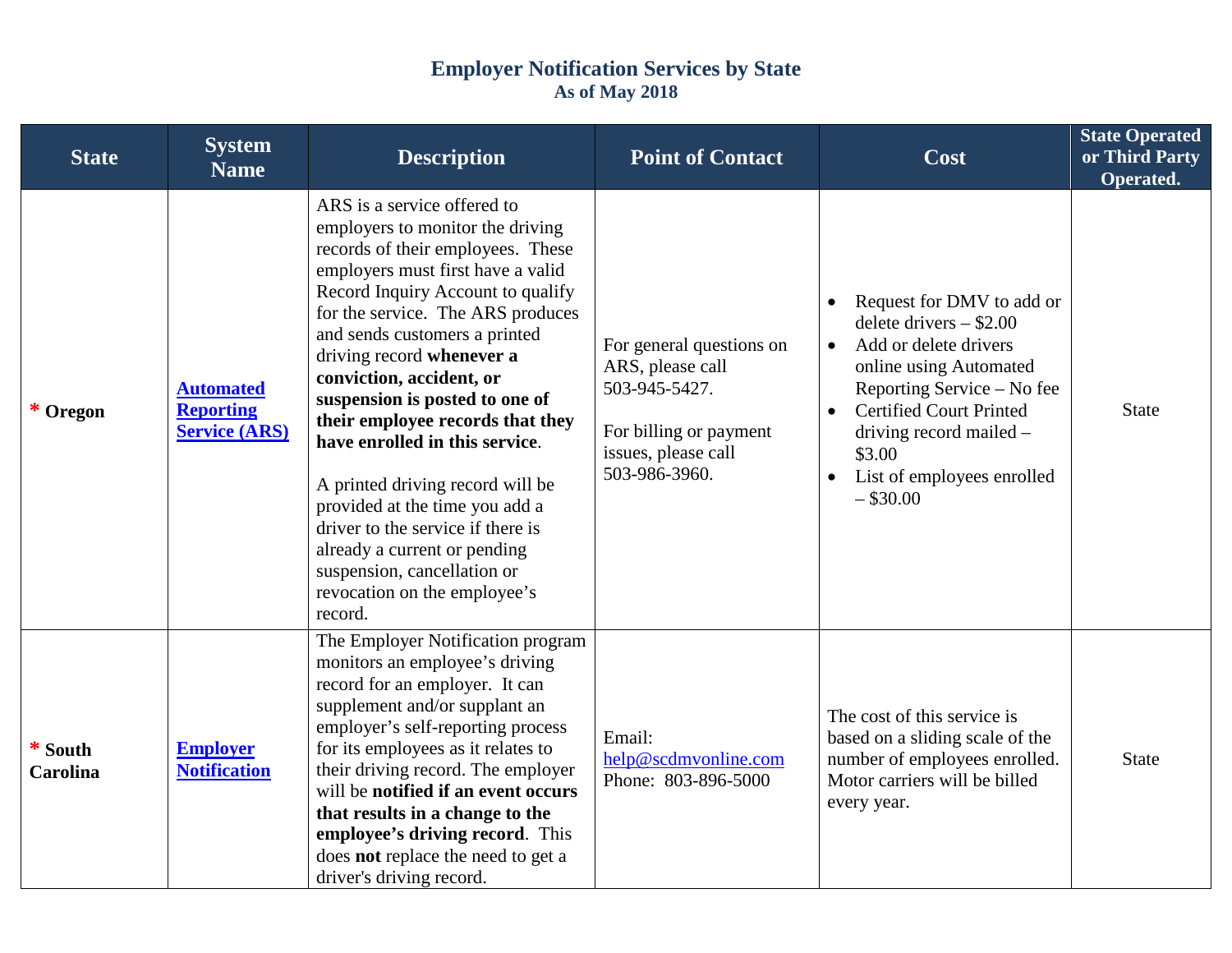# Employer Notification Services by State

**As of May 2018**

| State | System Name | Description | Point of Contact | Cost | State Operated or Third Party Operated. |
|---|---|---|---|---|---|
| * **Oregon** | **Automated Reporting Service (ARS)** | ARS is a service offered to employers to monitor the driving records of their employees. These employers must first have a valid Record Inquiry Account to qualify for the service. The ARS produces and sends customers a printed driving record **whenever a conviction, accident, or suspension is posted to one of their employee records that they have enrolled in this service**.<br><br>A printed driving record will be provided at the time you add a driver to the service if there is already a current or pending suspension, cancellation or revocation on the employee's record. | For general questions on ARS, please call 503-945-5427.<br><br>For billing or payment issues, please call 503-986-3960. | • Request for DMV to add or delete drivers – $2.00<br>• Add or delete drivers online using Automated Reporting Service – No fee<br>• Certified Court Printed driving record mailed – $3.00<br>• List of employees enrolled – $30.00 | State |
| * **South Carolina** | **Employer Notification** | The Employer Notification program monitors an employee's driving record for an employer. It can supplement and/or supplant an employer's self-reporting process for its employees as it relates to their driving record. The employer will be **notified if an event occurs that results in a change to the employee's driving record**. This does **not** replace the need to get a driver's driving record. | Email: help@scdmvonline.com<br>Phone: 803-896-5000 | The cost of this service is based on a sliding scale of the number of employees enrolled. Motor carriers will be billed every year. | State |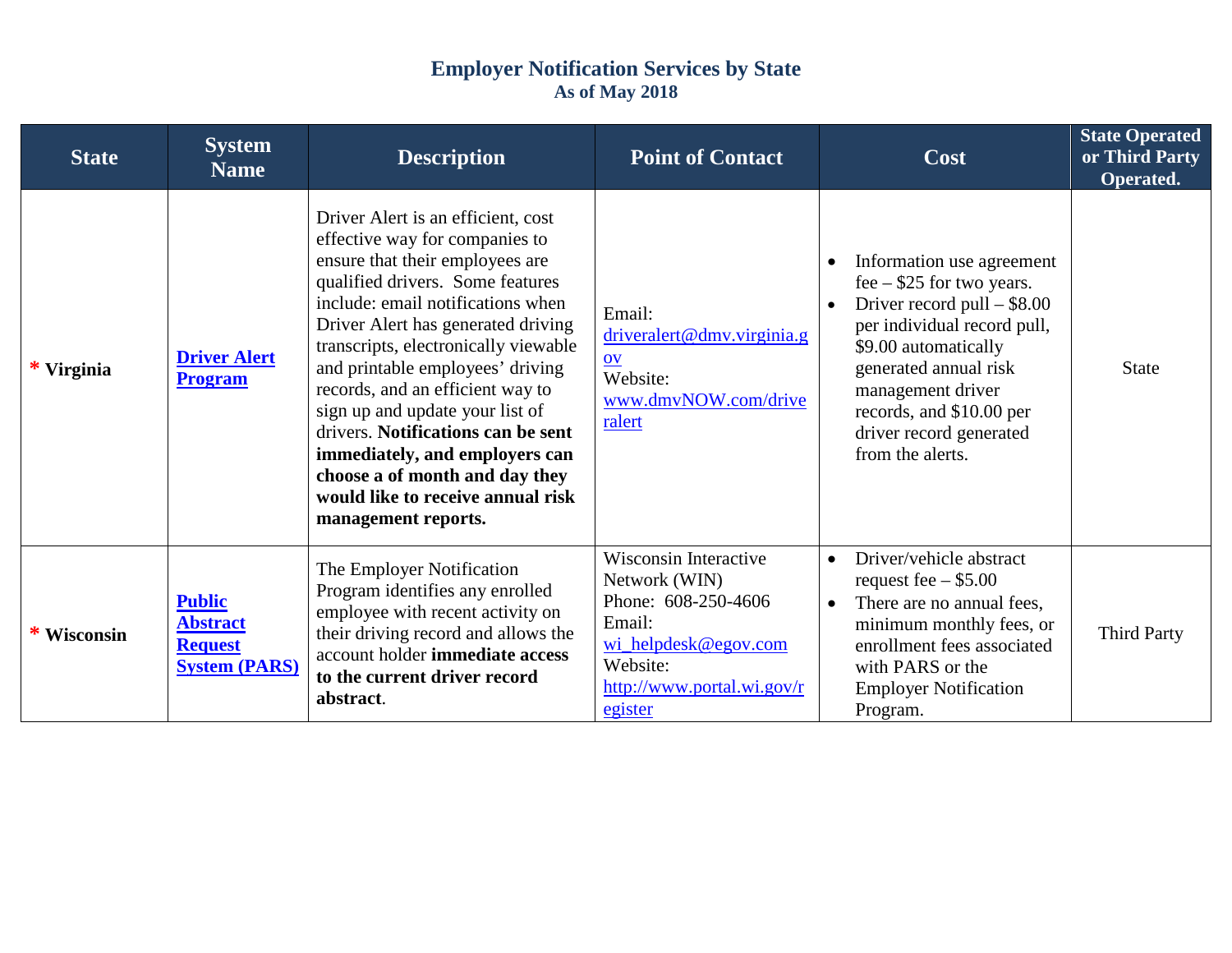## Employer Notification Services by State
### As of May 2018

| State | System Name | Description | Point of Contact | Cost | State Operated or Third Party Operated. |
|---|---|---|---|---|---|
| * **Virginia** | **Driver Alert Program** | Driver Alert is an efficient, cost effective way for companies to ensure that their employees are qualified drivers. Some features include: email notifications when Driver Alert has generated driving transcripts, electronically viewable and printable employees' driving records, and an efficient way to sign up and update your list of drivers. **Notifications can be sent immediately, and employers can choose a of month and day they would like to receive annual risk management reports.** | Email: driveralert@dmv.virginia.gov Website: www.dmvNOW.com/driveralert | • Information use agreement fee – $25 for two years. • Driver record pull – $8.00 per individual record pull, $9.00 automatically generated annual risk management driver records, and $10.00 per driver record generated from the alerts. | State |
| * **Wisconsin** | **Public Abstract Request System (PARS)** | The Employer Notification Program identifies any enrolled employee with recent activity on their driving record and allows the account holder **immediate access to the current driver record abstract**. | Wisconsin Interactive Network (WIN) Phone: 608-250-4606 Email: wi_helpdesk@egov.com Website: http://www.portal.wi.gov/register | • Driver/vehicle abstract request fee – $5.00 • There are no annual fees, minimum monthly fees, or enrollment fees associated with PARS or the Employer Notification Program. | Third Party |